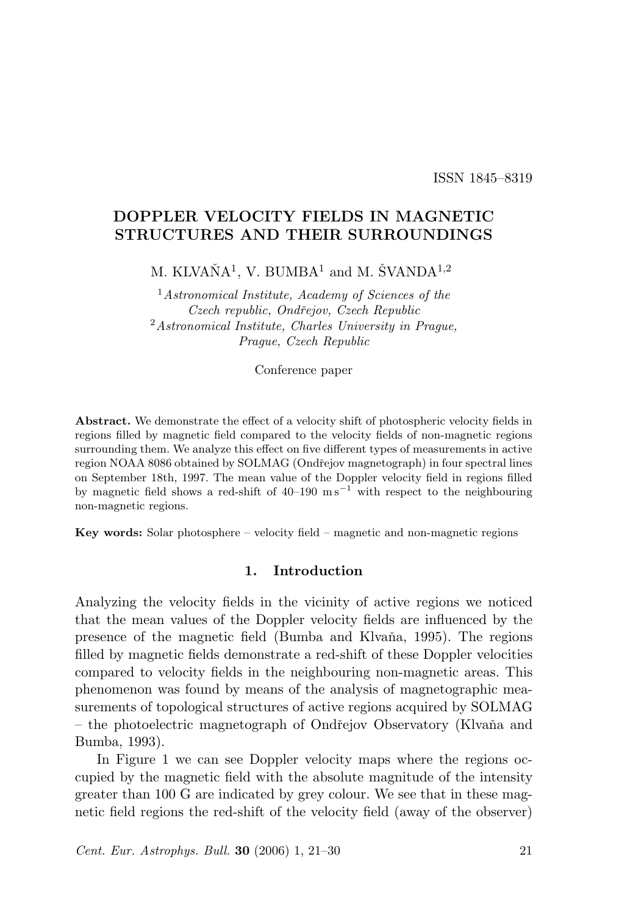ISSN 1845–8319

# DOPPLER VELOCITY FIELDS IN MAGNETIC STRUCTURES AND THEIR SURROUNDINGS

M. KLVAŇA[1], V. BUMBA[1] and M. ŠVANDA[1,2]

[1]*Astronomical Institute, Academy of Sciences of the Czech republic, Ondřejov, Czech Republic*
[2]*Astronomical Institute, Charles University in Prague, Prague, Czech Republic*

Conference paper

**Abstract.** We demonstrate the effect of a velocity shift of photospheric velocity fields in regions filled by magnetic field compared to the velocity fields of non-magnetic regions surrounding them. We analyze this effect on five different types of measurements in active region NOAA 8086 obtained by SOLMAG (Ondřejov magnetograph) in four spectral lines on September 18th, 1997. The mean value of the Doppler velocity field in regions filled by magnetic field shows a red-shift of 40–190 $\mathrm{m\,s^{-1}}$ with respect to the neighbouring non-magnetic regions.

**Key words:** Solar photosphere – velocity field – magnetic and non-magnetic regions

## 1. Introduction

Analyzing the velocity fields in the vicinity of active regions we noticed that the mean values of the Doppler velocity fields are influenced by the presence of the magnetic field (Bumba and Klvaňa, 1995). The regions filled by magnetic fields demonstrate a red-shift of these Doppler velocities compared to velocity fields in the neighbouring non-magnetic areas. This phenomenon was found by means of the analysis of magnetographic measurements of topological structures of active regions acquired by SOLMAG – the photoelectric magnetograph of Ondřejov Observatory (Klvaňa and Bumba, 1993).

In Figure 1 we can see Doppler velocity maps where the regions occupied by the magnetic field with the absolute magnitude of the intensity greater than 100 G are indicated by grey colour. We see that in these magnetic field regions the red-shift of the velocity field (away of the observer)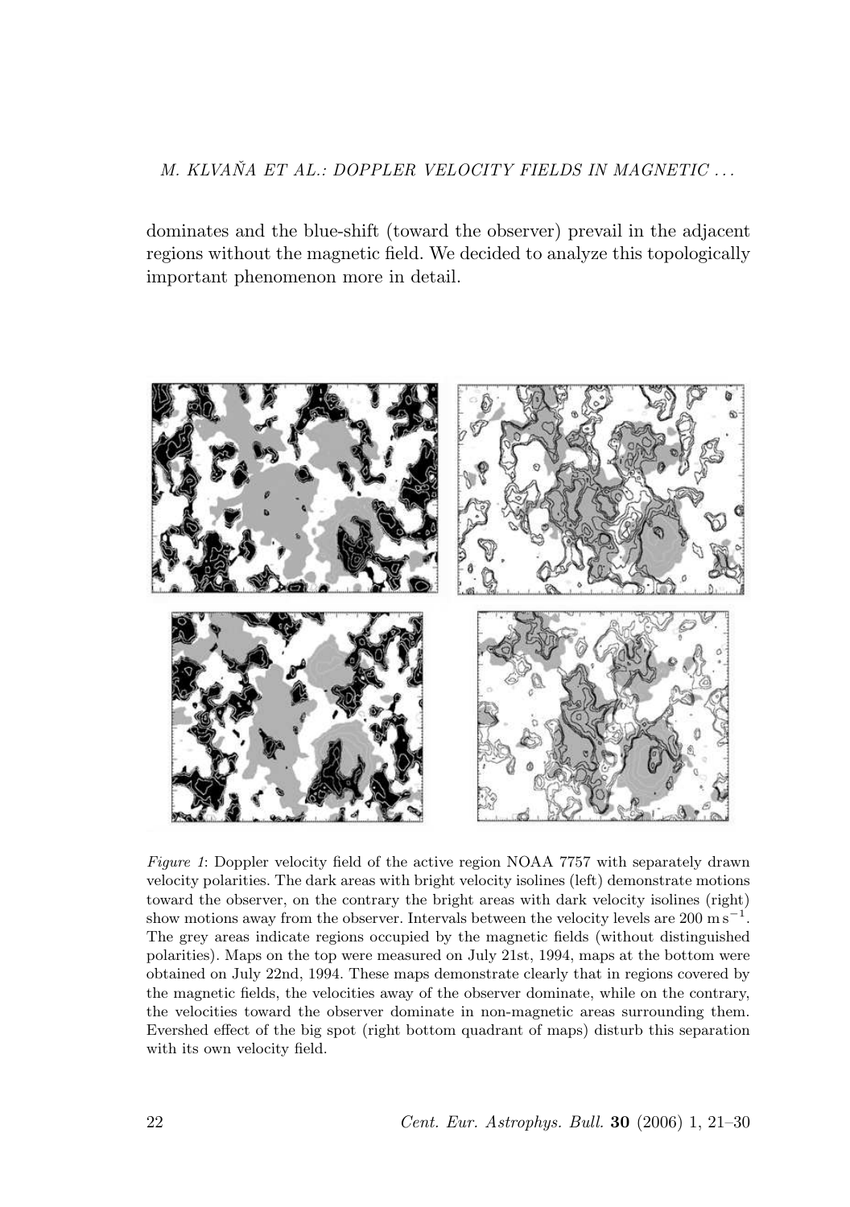dominates and the blue-shift (toward the observer) prevail in the adjacent regions without the magnetic field. We decided to analyze this topologically important phenomenon more in detail.

*Figure 1*: Doppler velocity field of the active region NOAA 7757 with separately drawn velocity polarities. The dark areas with bright velocity isolines (left) demonstrate motions toward the observer, on the contrary the bright areas with dark velocity isolines (right) show motions away from the observer. Intervals between the velocity levels are 200 $\mathrm{m\,s^{-1}}$. The grey areas indicate regions occupied by the magnetic fields (without distinguished polarities). Maps on the top were measured on July 21st, 1994, maps at the bottom were obtained on July 22nd, 1994. These maps demonstrate clearly that in regions covered by the magnetic fields, the velocities away of the observer dominate, while on the contrary, the velocities toward the observer dominate in non-magnetic areas surrounding them. Evershed effect of the big spot (right bottom quadrant of maps) disturb this separation with its own velocity field.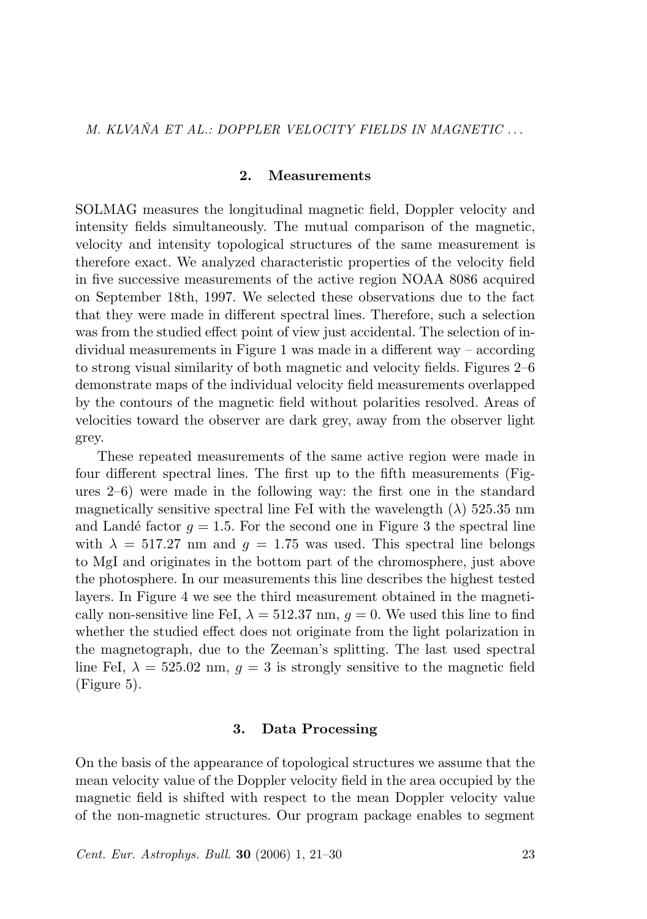## 2. Measurements

SOLMAG measures the longitudinal magnetic field, Doppler velocity and intensity fields simultaneously. The mutual comparison of the magnetic, velocity and intensity topological structures of the same measurement is therefore exact. We analyzed characteristic properties of the velocity field in five successive measurements of the active region NOAA 8086 acquired on September 18th, 1997. We selected these observations due to the fact that they were made in different spectral lines. Therefore, such a selection was from the studied effect point of view just accidental. The selection of individual measurements in Figure 1 was made in a different way – according to strong visual similarity of both magnetic and velocity fields. Figures 2–6 demonstrate maps of the individual velocity field measurements overlapped by the contours of the magnetic field without polarities resolved. Areas of velocities toward the observer are dark grey, away from the observer light grey.

These repeated measurements of the same active region were made in four different spectral lines. The first up to the fifth measurements (Figures 2–6) were made in the following way: the first one in the standard magnetically sensitive spectral line FeI with the wavelength ($\lambda$) 525.35 nm and Landé factor $g = 1.5$. For the second one in Figure 3 the spectral line with $\lambda = 517.27$ nm and $g = 1.75$ was used. This spectral line belongs to MgI and originates in the bottom part of the chromosphere, just above the photosphere. In our measurements this line describes the highest tested layers. In Figure 4 we see the third measurement obtained in the magnetically non-sensitive line FeI, $\lambda = 512.37$ nm, $g = 0$. We used this line to find whether the studied effect does not originate from the light polarization in the magnetograph, due to the Zeeman's splitting. The last used spectral line FeI, $\lambda = 525.02$ nm, $g = 3$ is strongly sensitive to the magnetic field (Figure 5).

## 3. Data Processing

On the basis of the appearance of topological structures we assume that the mean velocity value of the Doppler velocity field in the area occupied by the magnetic field is shifted with respect to the mean Doppler velocity value of the non-magnetic structures. Our program package enables to segment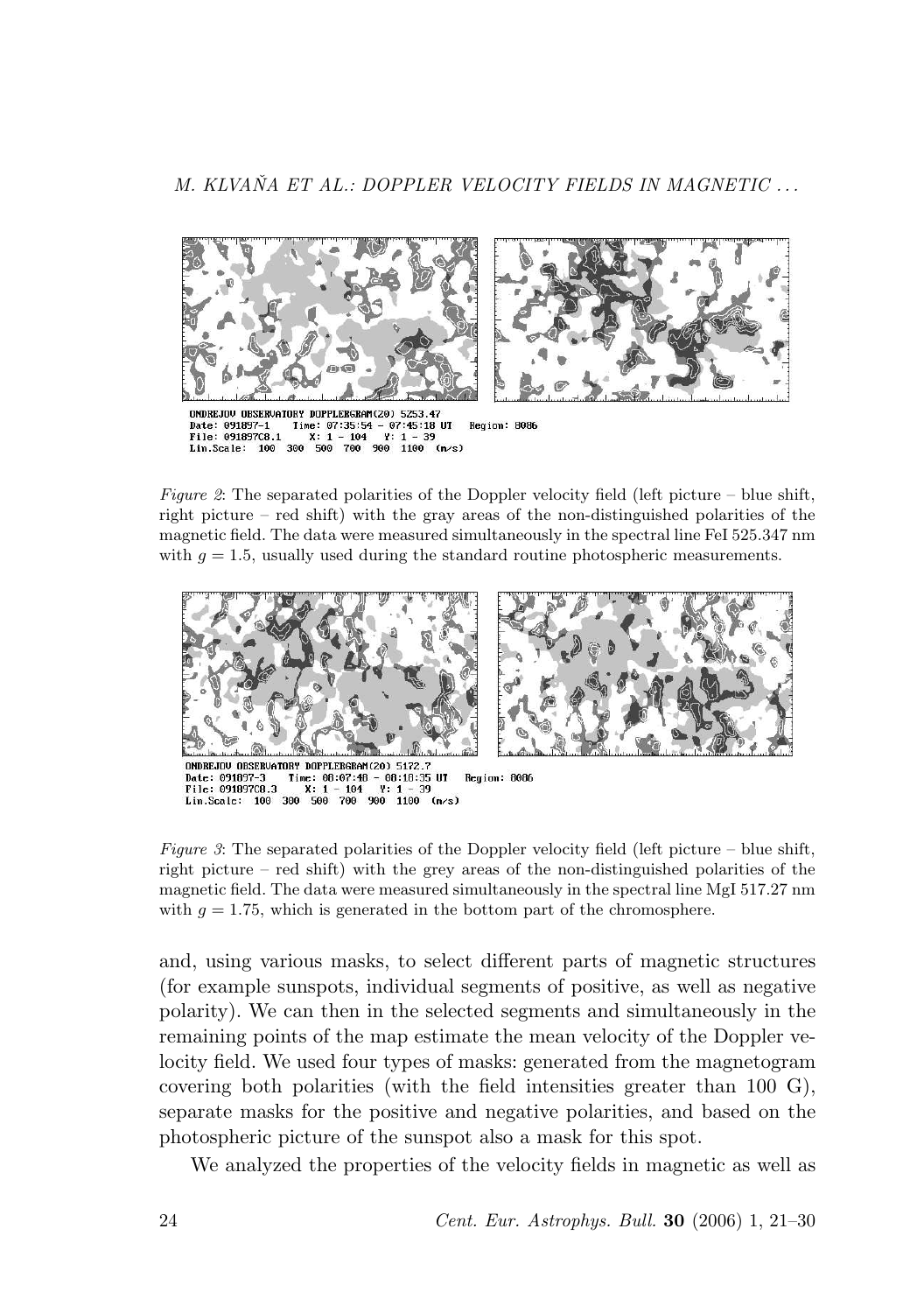ONDREJOV OBSERVATORY DOPPLERGRAM(20) 5253.47
Date: 091897-1 Time: 07:35:54 – 07:45:18 UT Region: 8086
File: 091897C8.1 X: 1 – 104 Y: 1 – 39
Lin.Scale: 100 300 500 700 900 1100 (m/s)

*Figure 2*: The separated polarities of the Doppler velocity field (left picture – blue shift, right picture – red shift) with the gray areas of the non-distinguished polarities of the magnetic field. The data were measured simultaneously in the spectral line FeI 525.347 nm with $g = 1.5$, usually used during the standard routine photospheric measurements.

ONDREJOV OBSERVATORY DOPPLERGRAM(20) 5172.7
Date: 091897-3 Time: 08:07:48 – 08:18:35 UT Region: 8086
File: 091897C8.3 X: 1 – 104 Y: 1 – 39
Lin.Scale: 100 300 500 700 900 1100 (m/s)

*Figure 3*: The separated polarities of the Doppler velocity field (left picture – blue shift, right picture – red shift) with the grey areas of the non-distinguished polarities of the magnetic field. The data were measured simultaneously in the spectral line MgI 517.27 nm with $g = 1.75$, which is generated in the bottom part of the chromosphere.

and, using various masks, to select different parts of magnetic structures (for example sunspots, individual segments of positive, as well as negative polarity). We can then in the selected segments and simultaneously in the remaining points of the map estimate the mean velocity of the Doppler velocity field. We used four types of masks: generated from the magnetogram covering both polarities (with the field intensities greater than 100 G), separate masks for the positive and negative polarities, and based on the photospheric picture of the sunspot also a mask for this spot.

We analyzed the properties of the velocity fields in magnetic as well as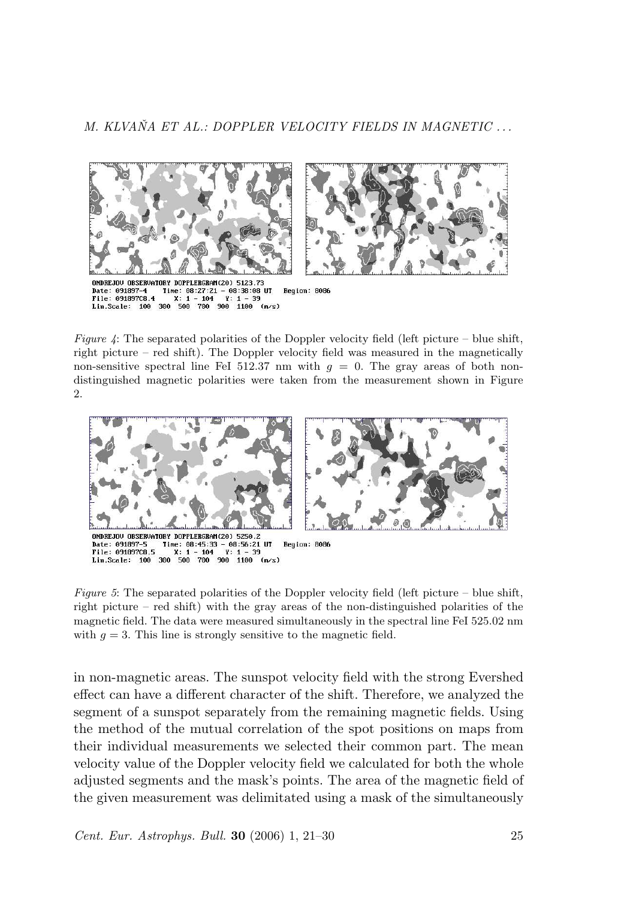ONDREJOV OBSERVATORY DOPPLERGRAM(20) 5123.73
Date: 091897-4 Time: 08:27:21 - 08:38:08 UT Region: 8086
File: 091897C8.4 X: 1 - 104 Y: 1 - 39
Lin.Scale: 100 300 500 700 900 1100 (m/s)

*Figure 4*: The separated polarities of the Doppler velocity field (left picture – blue shift, right picture – red shift). The Doppler velocity field was measured in the magnetically non-sensitive spectral line FeI 512.37 nm with $g = 0$. The gray areas of both non-distinguished magnetic polarities were taken from the measurement shown in Figure 2.

ONDREJOV OBSERVATORY DOPPLERGRAM(20) 5250.2
Date: 091897-5 Time: 08:45:33 - 08:56:21 UT Region: 8086
File: 091897C8.5 X: 1 - 104 Y: 1 - 39
Lin.Scale: 100 300 500 700 900 1100 (m/s)

*Figure 5*: The separated polarities of the Doppler velocity field (left picture – blue shift, right picture – red shift) with the gray areas of the non-distinguished polarities of the magnetic field. The data were measured simultaneously in the spectral line FeI 525.02 nm with $g = 3$. This line is strongly sensitive to the magnetic field.

in non-magnetic areas. The sunspot velocity field with the strong Evershed effect can have a different character of the shift. Therefore, we analyzed the segment of a sunspot separately from the remaining magnetic fields. Using the method of the mutual correlation of the spot positions on maps from their individual measurements we selected their common part. The mean velocity value of the Doppler velocity field we calculated for both the whole adjusted segments and the mask's points. The area of the magnetic field of the given measurement was delimitated using a mask of the simultaneously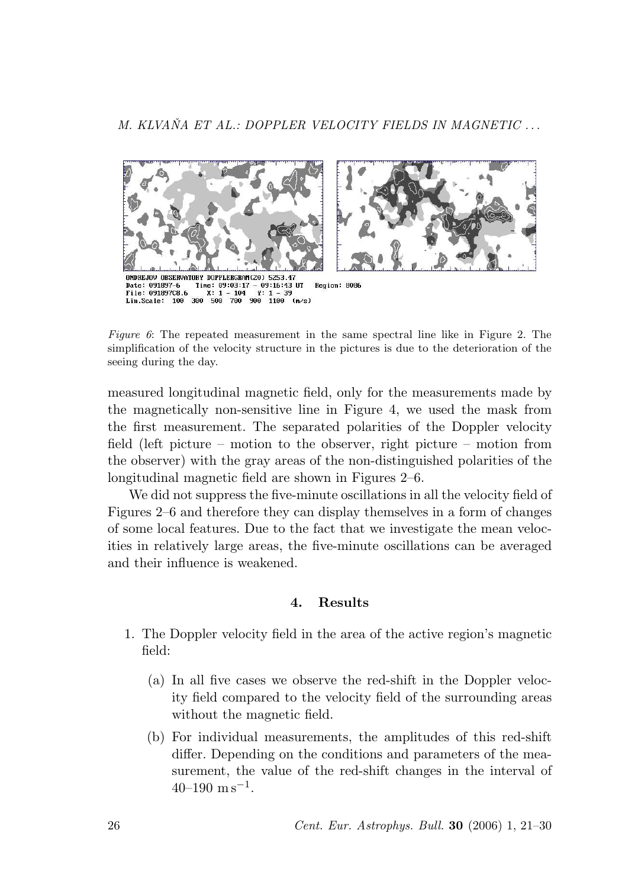ONDREJOV OBSERVATORY DOPPLERGRAM(Z0) 5253.47
Date: 091897-6  Time: 09:03:17 - 09:16:43 UT  Region: 8086
File: 091897C8.6  X: 1 - 104  Y: 1 - 39
Lin.Scale: 100 300 500 700 900 1100 (m/s)

*Figure 6*: The repeated measurement in the same spectral line like in Figure 2. The simplification of the velocity structure in the pictures is due to the deterioration of the seeing during the day.

measured longitudinal magnetic field, only for the measurements made by the magnetically non-sensitive line in Figure 4, we used the mask from the first measurement. The separated polarities of the Doppler velocity field (left picture – motion to the observer, right picture – motion from the observer) with the gray areas of the non-distinguished polarities of the longitudinal magnetic field are shown in Figures 2–6.

We did not suppress the five-minute oscillations in all the velocity field of Figures 2–6 and therefore they can display themselves in a form of changes of some local features. Due to the fact that we investigate the mean velocities in relatively large areas, the five-minute oscillations can be averaged and their influence is weakened.

## 4. Results

1. The Doppler velocity field in the area of the active region's magnetic field:
   
   (a) In all five cases we observe the red-shift in the Doppler velocity field compared to the velocity field of the surrounding areas without the magnetic field.
   
   (b) For individual measurements, the amplitudes of this red-shift differ. Depending on the conditions and parameters of the measurement, the value of the red-shift changes in the interval of 40–190 $\mathrm{m\,s^{-1}}$.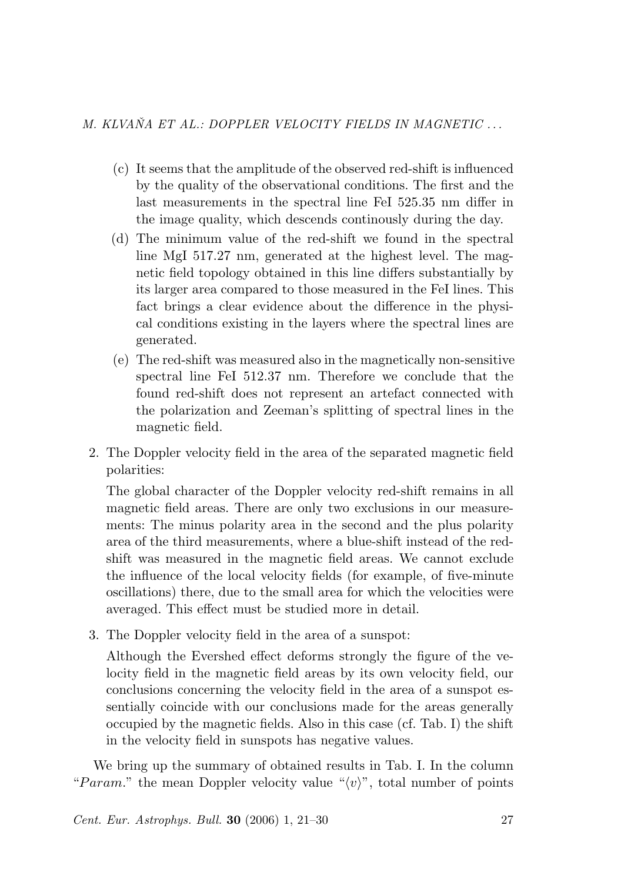(c) It seems that the amplitude of the observed red-shift is influenced by the quality of the observational conditions. The first and the last measurements in the spectral line FeI 525.35 nm differ in the image quality, which descends continously during the day.

(d) The minimum value of the red-shift we found in the spectral line MgI 517.27 nm, generated at the highest level. The magnetic field topology obtained in this line differs substantially by its larger area compared to those measured in the FeI lines. This fact brings a clear evidence about the difference in the physical conditions existing in the layers where the spectral lines are generated.

(e) The red-shift was measured also in the magnetically non-sensitive spectral line FeI 512.37 nm. Therefore we conclude that the found red-shift does not represent an artefact connected with the polarization and Zeeman's splitting of spectral lines in the magnetic field.

2. The Doppler velocity field in the area of the separated magnetic field polarities:

   The global character of the Doppler velocity red-shift remains in all magnetic field areas. There are only two exclusions in our measurements: The minus polarity area in the second and the plus polarity area of the third measurements, where a blue-shift instead of the red-shift was measured in the magnetic field areas. We cannot exclude the influence of the local velocity fields (for example, of five-minute oscillations) there, due to the small area for which the velocities were averaged. This effect must be studied more in detail.

3. The Doppler velocity field in the area of a sunspot:

   Although the Evershed effect deforms strongly the figure of the velocity field in the magnetic field areas by its own velocity field, our conclusions concerning the velocity field in the area of a sunspot essentially coincide with our conclusions made for the areas generally occupied by the magnetic fields. Also in this case (cf. Tab. I) the shift in the velocity field in sunspots has negative values.

We bring up the summary of obtained results in Tab. I. In the column "*Param.*" the mean Doppler velocity value "$\langle v \rangle$", total number of points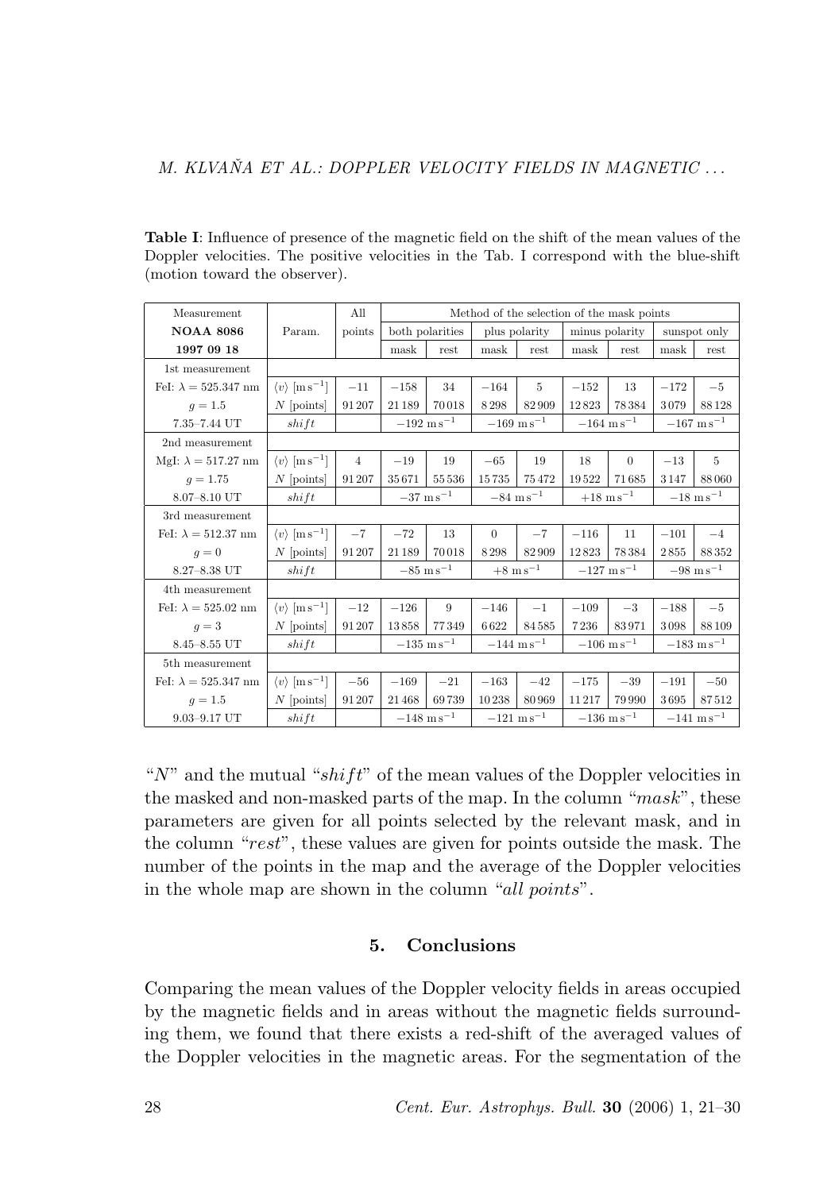**Table I**: Influence of presence of the magnetic field on the shift of the mean values of the Doppler velocities. The positive velocities in the Tab. I correspond with the blue-shift (motion toward the observer).

| Measurement | Param. | All | Method of the selection of the mask points | | | | | | | |
|---|---|---|---|---|---|---|---|---|---|---|
| **NOAA 8086** | | points | both polarities | | plus polarity | | minus polarity | | sunspot only | |
| **1997 09 18** | | | mask | rest | mask | rest | mask | rest | mask | rest |
| 1st measurement | | | | | | | | | | |
| FeI: $\lambda = 525.347$ nm | $\langle v \rangle$ [m s$^{-1}$] | $-11$ | $-158$ | 34 | $-164$ | 5 | $-152$ | 13 | $-172$ | $-5$ |
| $g = 1.5$ | $N$ [points] | 91 207 | 21 189 | 70 018 | 8 298 | 82 909 | 12 823 | 78 384 | 3 079 | 88 128 |
| 7.35–7.44 UT | *shift* | | $-192$ m s$^{-1}$ | | $-169$ m s$^{-1}$ | | $-164$ m s$^{-1}$ | | $-167$ m s$^{-1}$ | |
| 2nd measurement | | | | | | | | | | |
| MgI: $\lambda = 517.27$ nm | $\langle v \rangle$ [m s$^{-1}$] | 4 | $-19$ | 19 | $-65$ | 19 | 18 | 0 | $-13$ | 5 |
| $g = 1.75$ | $N$ [points] | 91 207 | 35 671 | 55 536 | 15 735 | 75 472 | 19 522 | 71 685 | 3 147 | 88 060 |
| 8.07–8.10 UT | *shift* | | $-37$ m s$^{-1}$ | | $-84$ m s$^{-1}$ | | $+18$ m s$^{-1}$ | | $-18$ m s$^{-1}$ | |
| 3rd measurement | | | | | | | | | | |
| FeI: $\lambda = 512.37$ nm | $\langle v \rangle$ [m s$^{-1}$] | $-7$ | $-72$ | 13 | 0 | $-7$ | $-116$ | 11 | $-101$ | $-4$ |
| $g = 0$ | $N$ [points] | 91 207 | 21 189 | 70 018 | 8 298 | 82 909 | 12 823 | 78 384 | 2 855 | 88 352 |
| 8.27–8.38 UT | *shift* | | $-85$ m s$^{-1}$ | | $+8$ m s$^{-1}$ | | $-127$ m s$^{-1}$ | | $-98$ m s$^{-1}$ | |
| 4th measurement | | | | | | | | | | |
| FeI: $\lambda = 525.02$ nm | $\langle v \rangle$ [m s$^{-1}$] | $-12$ | $-126$ | 9 | $-146$ | $-1$ | $-109$ | $-3$ | $-188$ | $-5$ |
| $g = 3$ | $N$ [points] | 91 207 | 13 858 | 77 349 | 6 622 | 84 585 | 7 236 | 83 971 | 3 098 | 88 109 |
| 8.45–8.55 UT | *shift* | | $-135$ m s$^{-1}$ | | $-144$ m s$^{-1}$ | | $-106$ m s$^{-1}$ | | $-183$ m s$^{-1}$ | |
| 5th measurement | | | | | | | | | | |
| FeI: $\lambda = 525.347$ nm | $\langle v \rangle$ [m s$^{-1}$] | $-56$ | $-169$ | $-21$ | $-163$ | $-42$ | $-175$ | $-39$ | $-191$ | $-50$ |
| $g = 1.5$ | $N$ [points] | 91 207 | 21 468 | 69 739 | 10 238 | 80 969 | 11 217 | 79 990 | 3 695 | 87 512 |
| 9.03–9.17 UT | *shift* | | $-148$ m s$^{-1}$ | | $-121$ m s$^{-1}$ | | $-136$ m s$^{-1}$ | | $-141$ m s$^{-1}$ | |

"$N$" and the mutual "*shift*" of the mean values of the Doppler velocities in the masked and non-masked parts of the map. In the column "*mask*", these parameters are given for all points selected by the relevant mask, and in the column "*rest*", these values are given for points outside the mask. The number of the points in the map and the average of the Doppler velocities in the whole map are shown in the column "*all points*".

## 5. Conclusions

Comparing the mean values of the Doppler velocity fields in areas occupied by the magnetic fields and in areas without the magnetic fields surrounding them, we found that there exists a red-shift of the averaged values of the Doppler velocities in the magnetic areas. For the segmentation of the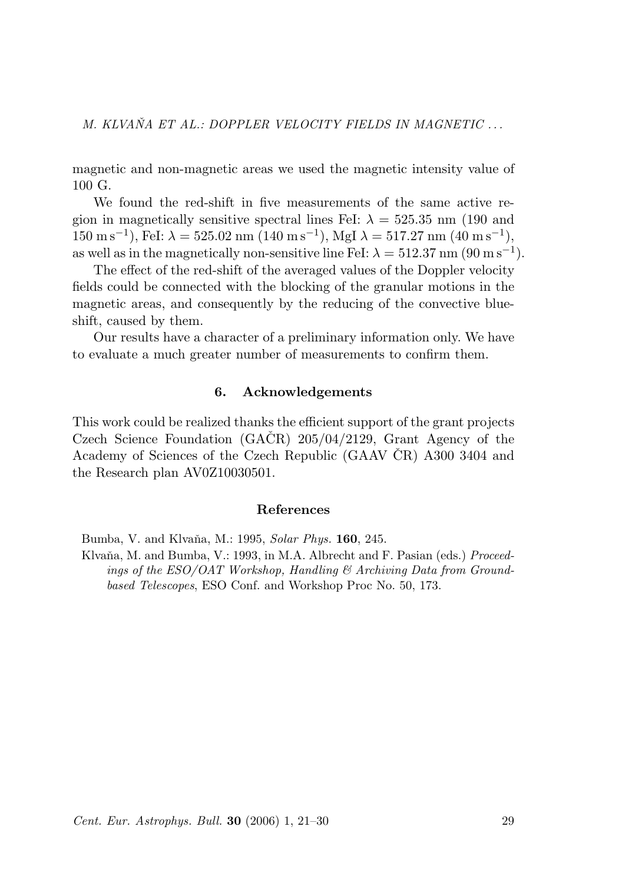magnetic and non-magnetic areas we used the magnetic intensity value of 100 G.

We found the red-shift in five measurements of the same active region in magnetically sensitive spectral lines FeI: $\lambda = 525.35$ nm (190 and 150 $\mathrm{m\,s^{-1}}$), FeI: $\lambda = 525.02$ nm (140 $\mathrm{m\,s^{-1}}$), MgI $\lambda = 517.27$ nm (40 $\mathrm{m\,s^{-1}}$), as well as in the magnetically non-sensitive line FeI: $\lambda = 512.37$ nm (90 $\mathrm{m\,s^{-1}}$).

The effect of the red-shift of the averaged values of the Doppler velocity fields could be connected with the blocking of the granular motions in the magnetic areas, and consequently by the reducing of the convective blue-shift, caused by them.

Our results have a character of a preliminary information only. We have to evaluate a much greater number of measurements to confirm them.

## 6. Acknowledgements

This work could be realized thanks the efficient support of the grant projects Czech Science Foundation (GAČR) 205/04/2129, Grant Agency of the Academy of Sciences of the Czech Republic (GAAV ČR) A300 3404 and the Research plan AV0Z10030501.

## References

Bumba, V. and Klvaňa, M.: 1995, *Solar Phys.* **160**, 245.

Klvaňa, M. and Bumba, V.: 1993, in M.A. Albrecht and F. Pasian (eds.) *Proceedings of the ESO/OAT Workshop, Handling & Archiving Data from Ground-based Telescopes*, ESO Conf. and Workshop Proc No. 50, 173.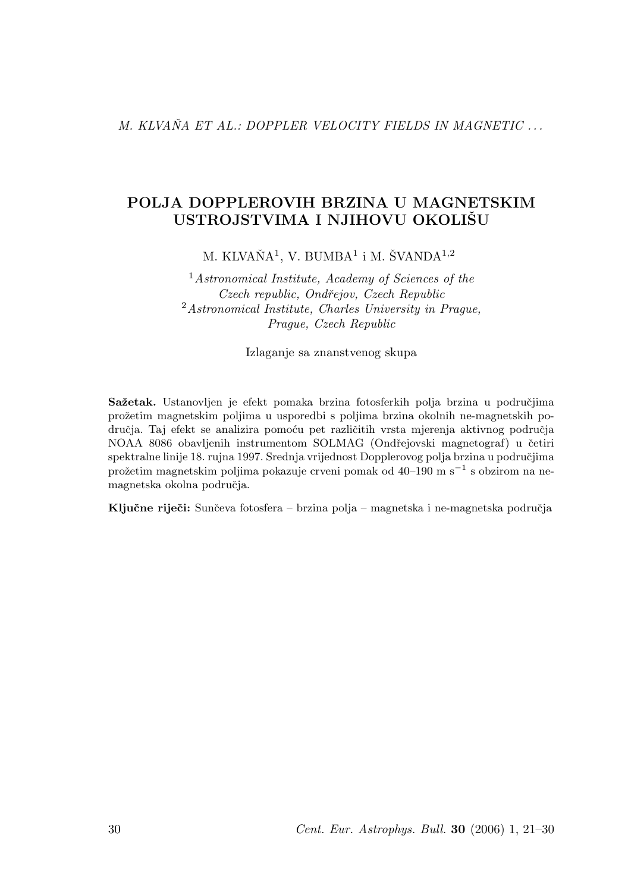# POLJA DOPPLEROVIH BRZINA U MAGNETSKIM USTROJSTVIMA I NJIHOVU OKOLIŠU

M. KLVAŇA[1], V. BUMBA[1] i M. ŠVANDA[1,2]

[1]*Astronomical Institute, Academy of Sciences of the Czech republic, Ondřejov, Czech Republic*
[2]*Astronomical Institute, Charles University in Prague, Prague, Czech Republic*

Izlaganje sa znanstvenog skupa

**Sažetak.** Ustanovljen je efekt pomaka brzina fotosferkih polja brzina u područjima prožetim magnetskim poljima u usporedbi s poljima brzina okolnih ne-magnetskih područja. Taj efekt se analizira pomoću pet različitih vrsta mjerenja aktivnog područja NOAA 8086 obavljenih instrumentom SOLMAG (Ondřejovski magnetograf) u četiri spektralne linije 18. rujna 1997. Srednja vrijednost Dopplerovog polja brzina u područjima prožetim magnetskim poljima pokazuje crveni pomak od 40–190 m s$^{-1}$ s obzirom na ne-magnetska okolna područja.

**Ključne riječi:** Sunčeva fotosfera – brzina polja – magnetska i ne-magnetska područja